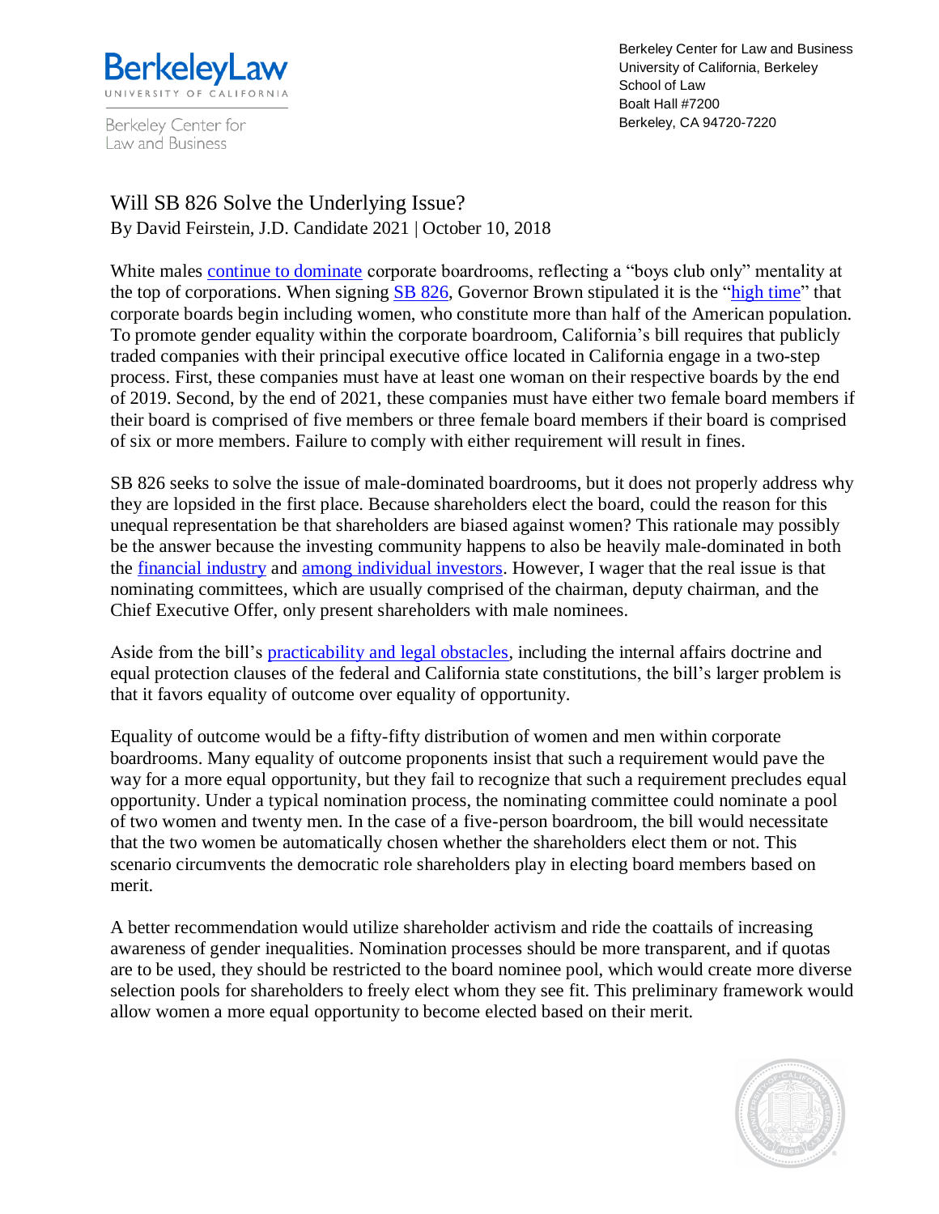Berkeley Law
UNIVERSITY OF CALIFORNIA

Berkeley Center for Law and Business

Berkeley Center for Law and Business
University of California, Berkeley
School of Law
Boalt Hall #7200
Berkeley, CA 94720-7220

# Will SB 826 Solve the Underlying Issue?

By David Feirstein, J.D. Candidate 2021 | October 10, 2018

White males continue to dominate corporate boardrooms, reflecting a "boys club only" mentality at the top of corporations. When signing SB 826, Governor Brown stipulated it is the "high time" that corporate boards begin including women, who constitute more than half of the American population. To promote gender equality within the corporate boardroom, California's bill requires that publicly traded companies with their principal executive office located in California engage in a two-step process. First, these companies must have at least one woman on their respective boards by the end of 2019. Second, by the end of 2021, these companies must have either two female board members if their board is comprised of five members or three female board members if their board is comprised of six or more members. Failure to comply with either requirement will result in fines.

SB 826 seeks to solve the issue of male-dominated boardrooms, but it does not properly address why they are lopsided in the first place. Because shareholders elect the board, could the reason for this unequal representation be that shareholders are biased against women? This rationale may possibly be the answer because the investing community happens to also be heavily male-dominated in both the financial industry and among individual investors. However, I wager that the real issue is that nominating committees, which are usually comprised of the chairman, deputy chairman, and the Chief Executive Offer, only present shareholders with male nominees.

Aside from the bill's practicability and legal obstacles, including the internal affairs doctrine and equal protection clauses of the federal and California state constitutions, the bill's larger problem is that it favors equality of outcome over equality of opportunity.

Equality of outcome would be a fifty-fifty distribution of women and men within corporate boardrooms. Many equality of outcome proponents insist that such a requirement would pave the way for a more equal opportunity, but they fail to recognize that such a requirement precludes equal opportunity. Under a typical nomination process, the nominating committee could nominate a pool of two women and twenty men. In the case of a five-person boardroom, the bill would necessitate that the two women be automatically chosen whether the shareholders elect them or not. This scenario circumvents the democratic role shareholders play in electing board members based on merit.

A better recommendation would utilize shareholder activism and ride the coattails of increasing awareness of gender inequalities. Nomination processes should be more transparent, and if quotas are to be used, they should be restricted to the board nominee pool, which would create more diverse selection pools for shareholders to freely elect whom they see fit. This preliminary framework would allow women a more equal opportunity to become elected based on their merit.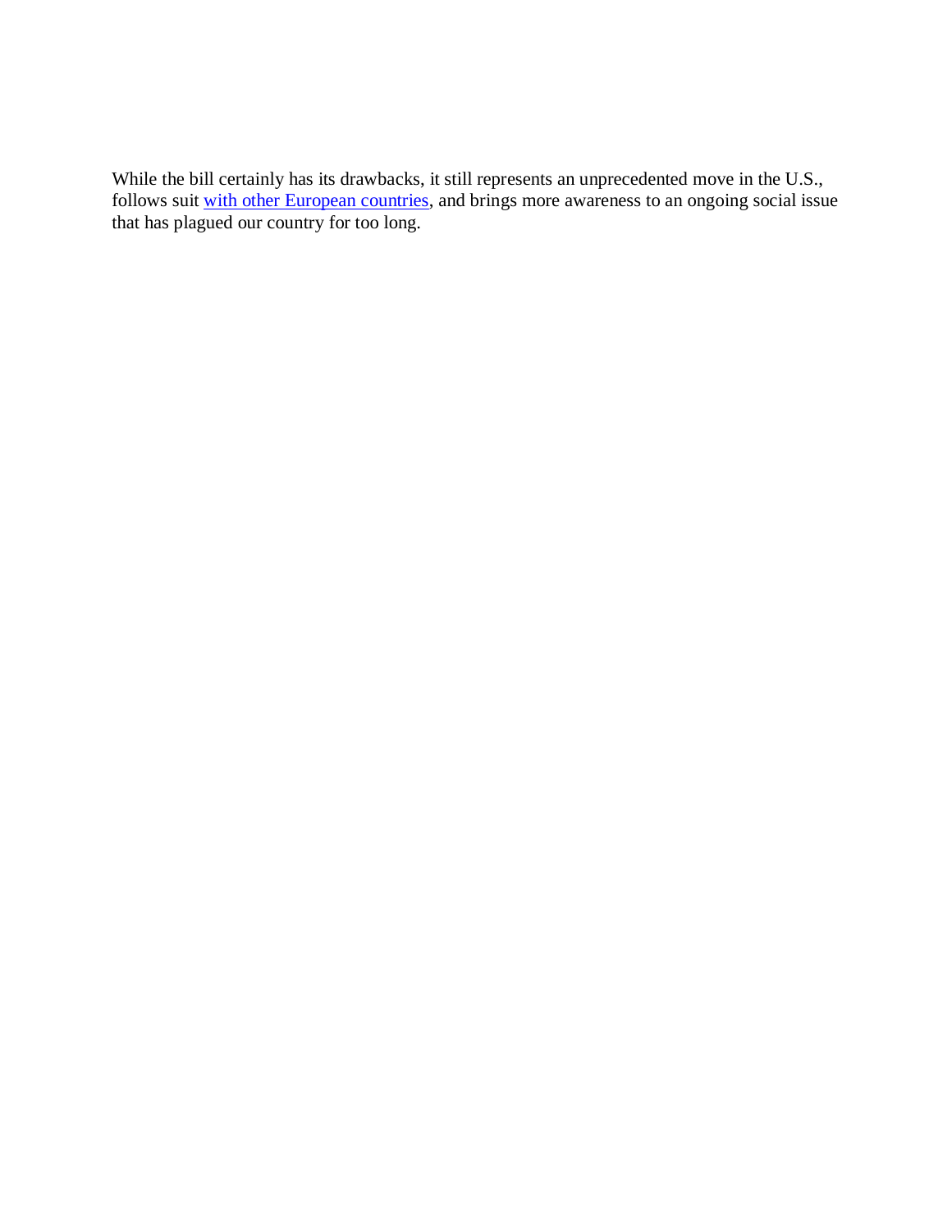While the bill certainly has its drawbacks, it still represents an unprecedented move in the U.S., follows suit with other European countries, and brings more awareness to an ongoing social issue that has plagued our country for too long.